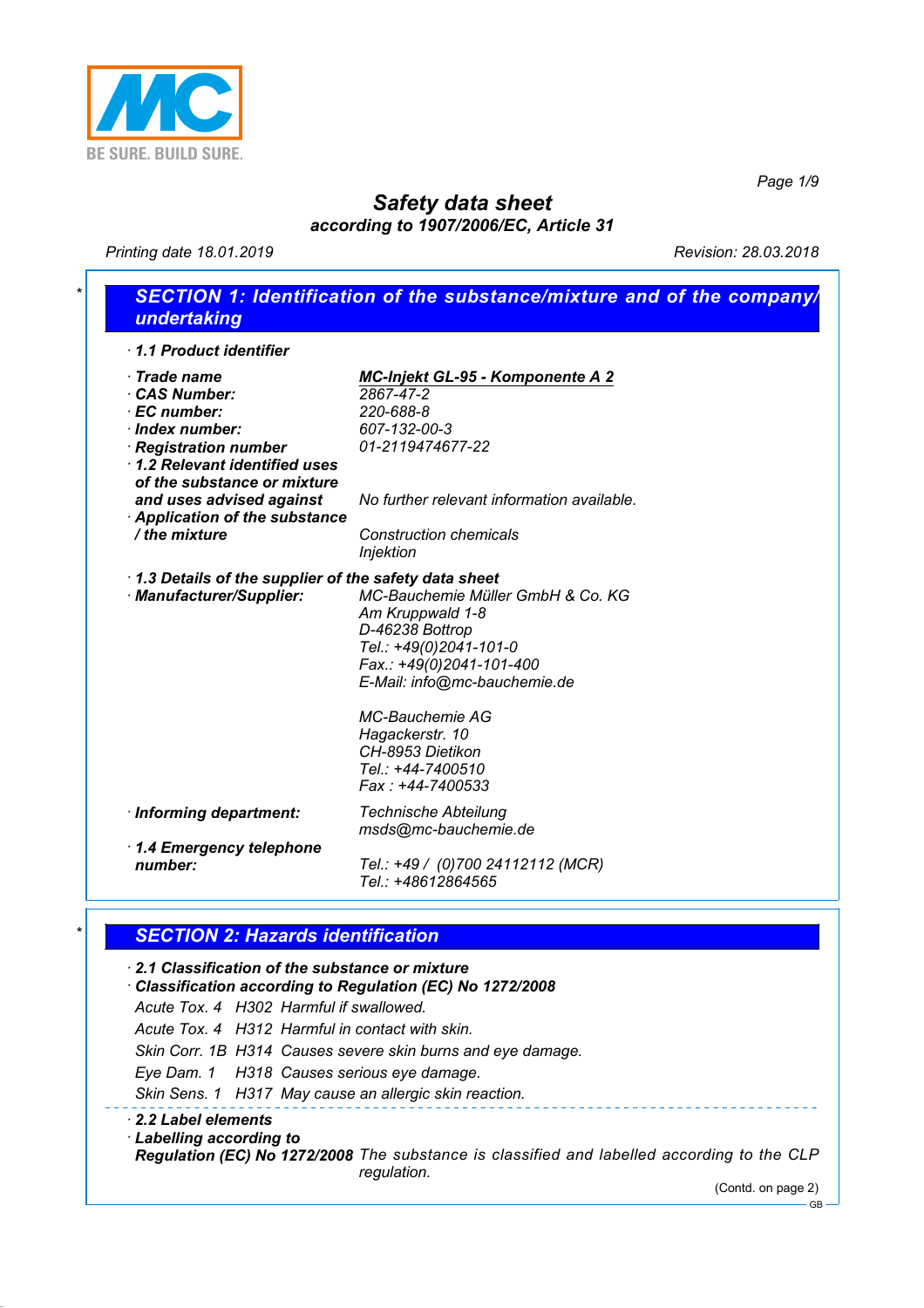BE SURE. BUILD SURE.

# Safety data sheet

**according to 1907/2006/EC, Article 31**

Printing date 18.01.2019 Revision: 28.03.2018

## SECTION 1: Identification of the substance/mixture and of the company/undertaking

· **1.1 Product identifier**

· **Trade name** **MC-Injekt GL-95 - Komponente A 2**
· **CAS Number:** 2867-47-2
· **EC number:** 220-688-8
· **Index number:** 607-132-00-3
· **Registration number** 01-2119474677-22
· **1.2 Relevant identified uses of the substance or mixture and uses advised against** No further relevant information available.
· **Application of the substance / the mixture** Construction chemicals
Injektion

· **1.3 Details of the supplier of the safety data sheet**
· **Manufacturer/Supplier:**
MC-Bauchemie Müller GmbH & Co. KG
Am Kruppwald 1-8
D-46238 Bottrop
Tel.: +49(0)2041-101-0
Fax.: +49(0)2041-101-400
E-Mail: info@mc-bauchemie.de

MC-Bauchemie AG
Hagackerstr. 10
CH-8953 Dietikon
Tel.: +44-7400510
Fax : +44-7400533

· **Informing department:** Technische Abteilung
msds@mc-bauchemie.de

· **1.4 Emergency telephone number:** Tel.: +49 / (0)700 24112112 (MCR)
Tel.: +48612864565

## SECTION 2: Hazards identification

· **2.1 Classification of the substance or mixture**
· **Classification according to Regulation (EC) No 1272/2008**

Acute Tox. 4 H302 Harmful if swallowed.
Acute Tox. 4 H312 Harmful in contact with skin.
Skin Corr. 1B H314 Causes severe skin burns and eye damage.
Eye Dam. 1 H318 Causes serious eye damage.
Skin Sens. 1 H317 May cause an allergic skin reaction.

· **2.2 Label elements**
· **Labelling according to Regulation (EC) No 1272/2008** The substance is classified and labelled according to the CLP regulation.

(Contd. on page 2)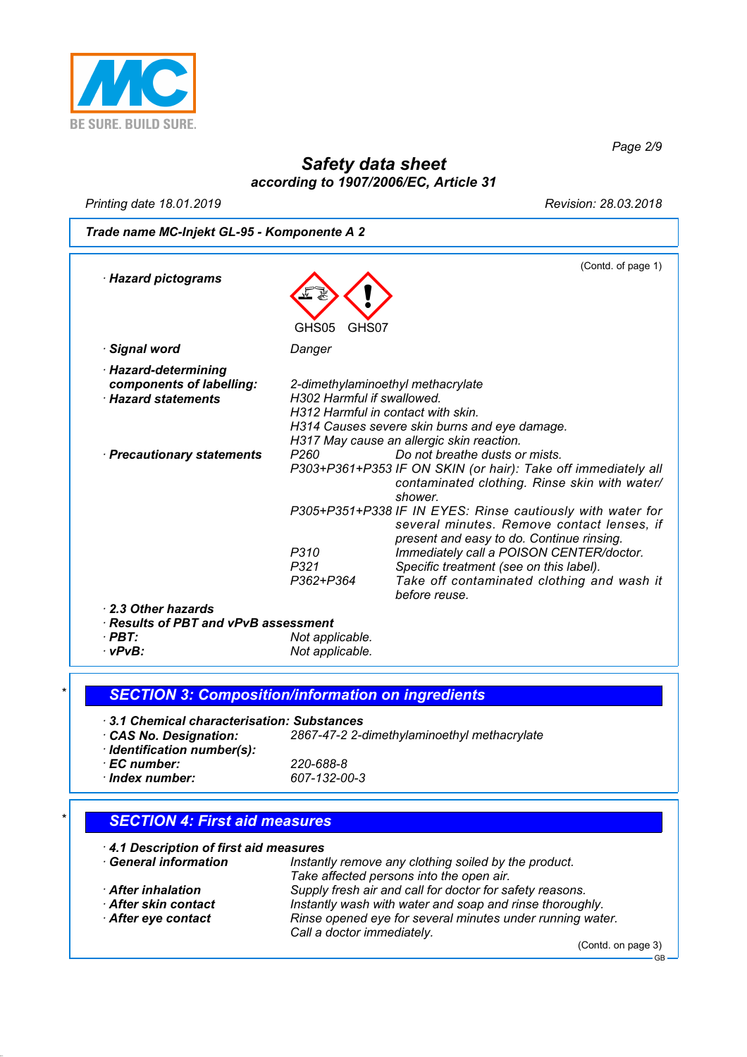**Trade name MC-Injekt GL-95 - Komponente A 2**

(Contd. of page 1)

· **Hazard pictograms**

GHS05 GHS07

· **Signal word** Danger

· **Hazard-determining components of labelling:**
2-dimethylaminoethyl methacrylate

· **Hazard statements**
H302 Harmful if swallowed.
H312 Harmful in contact with skin.
H314 Causes severe skin burns and eye damage.
H317 May cause an allergic skin reaction.

· **Precautionary statements**

| | |
|---|---|
| P260 | Do not breathe dusts or mists. |
| P303+P361+P353 | IF ON SKIN (or hair): Take off immediately all contaminated clothing. Rinse skin with water/shower. |
| P305+P351+P338 | IF IN EYES: Rinse cautiously with water for several minutes. Remove contact lenses, if present and easy to do. Continue rinsing. |
| P310 | Immediately call a POISON CENTER/doctor. |
| P321 | Specific treatment (see on this label). |
| P362+P364 | Take off contaminated clothing and wash it before reuse. |

· **2.3 Other hazards**
· **Results of PBT and vPvB assessment**
· **PBT:** Not applicable.
· **vPvB:** Not applicable.

## SECTION 3: Composition/information on ingredients

· **3.1 Chemical characterisation: Substances**
· **CAS No. Designation:** 2867-47-2 2-dimethylaminoethyl methacrylate
· **Identification number(s):**
· **EC number:** 220-688-8
· **Index number:** 607-132-00-3

## SECTION 4: First aid measures

· **4.1 Description of first aid measures**
· **General information** Instantly remove any clothing soiled by the product.
Take affected persons into the open air.
· **After inhalation** Supply fresh air and call for doctor for safety reasons.
· **After skin contact** Instantly wash with water and soap and rinse thoroughly.
· **After eye contact** Rinse opened eye for several minutes under running water.
Call a doctor immediately.

(Contd. on page 3)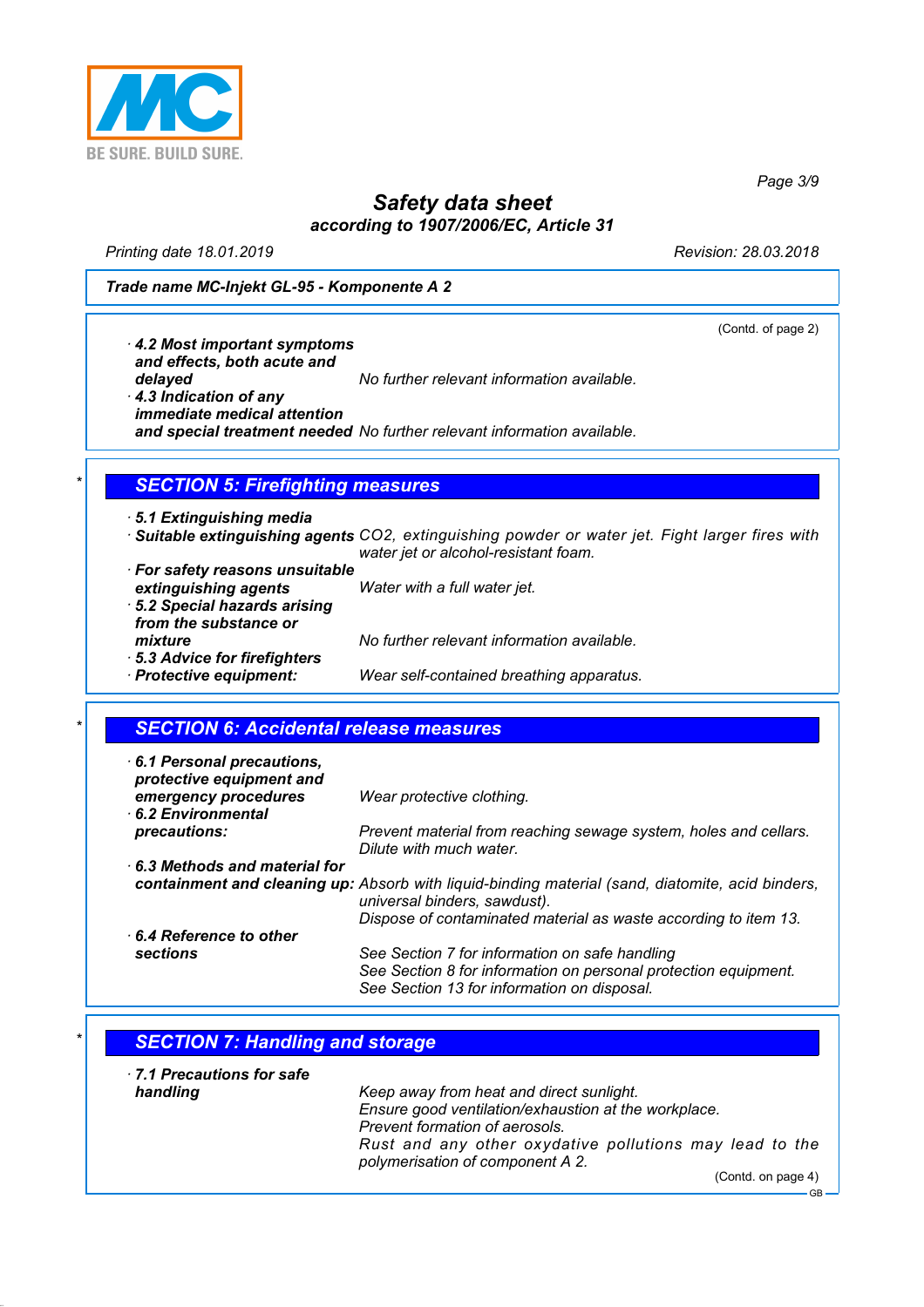**Trade name MC-Injekt GL-95 - Komponente A 2**

(Contd. of page 2)

- **4.2 Most important symptoms and effects, both acute and delayed** No further relevant information available.
- **4.3 Indication of any immediate medical attention and special treatment needed** No further relevant information available.

## SECTION 5: Firefighting measures

- **5.1 Extinguishing media**
- **Suitable extinguishing agents** $CO_2$, extinguishing powder or water jet. Fight larger fires with water jet or alcohol-resistant foam.
- **For safety reasons unsuitable extinguishing agents** Water with a full water jet.
- **5.2 Special hazards arising from the substance or mixture** No further relevant information available.
- **5.3 Advice for firefighters**
- **Protective equipment:** Wear self-contained breathing apparatus.

## SECTION 6: Accidental release measures

- **6.1 Personal precautions, protective equipment and emergency procedures** Wear protective clothing.
- **6.2 Environmental precautions:** Prevent material from reaching sewage system, holes and cellars. Dilute with much water.
- **6.3 Methods and material for containment and cleaning up:** Absorb with liquid-binding material (sand, diatomite, acid binders, universal binders, sawdust).
  Dispose of contaminated material as waste according to item 13.
- **6.4 Reference to other sections** See Section 7 for information on safe handling
  See Section 8 for information on personal protection equipment.
  See Section 13 for information on disposal.

## SECTION 7: Handling and storage

- **7.1 Precautions for safe handling** Keep away from heat and direct sunlight.
  Ensure good ventilation/exhaustion at the workplace.
  Prevent formation of aerosols.
  Rust and any other oxydative pollutions may lead to the polymerisation of component A 2.

(Contd. on page 4)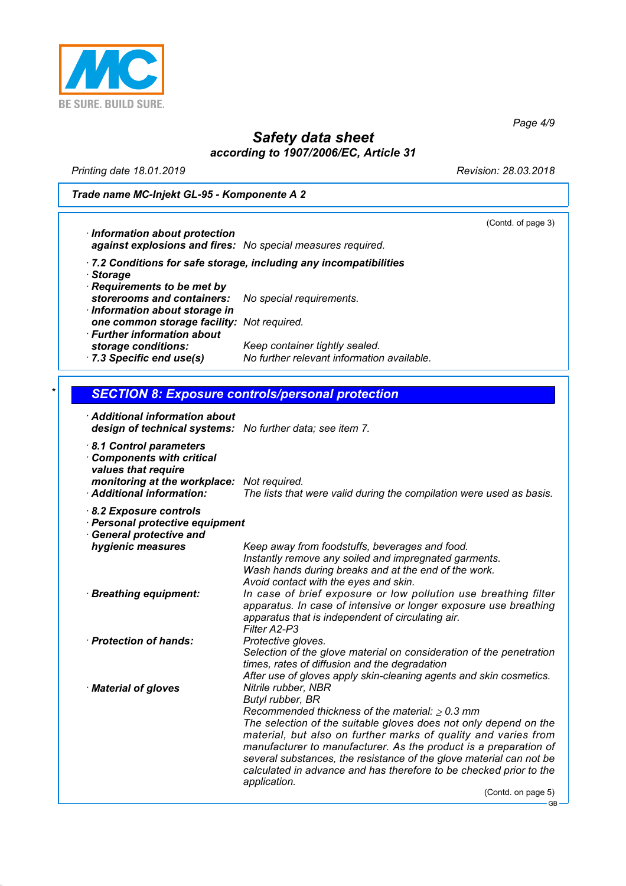**Trade name MC-Injekt GL-95 - Komponente A 2**

(Contd. of page 3)

· **Information about protection against explosions and fires:** No special measures required.

· **7.2 Conditions for safe storage, including any incompatibilities**
· **Storage**
· **Requirements to be met by storerooms and containers:** No special requirements.
· **Information about storage in one common storage facility:** Not required.
· **Further information about storage conditions:** Keep container tightly sealed.
· **7.3 Specific end use(s)** No further relevant information available.

\*

## SECTION 8: Exposure controls/personal protection

· **Additional information about design of technical systems:** No further data; see item 7.

· **8.1 Control parameters**
· **Components with critical values that require monitoring at the workplace:** Not required.
· **Additional information:** The lists that were valid during the compilation were used as basis.

· **8.2 Exposure controls**
· **Personal protective equipment**
· **General protective and hygienic measures**
Keep away from foodstuffs, beverages and food.
Instantly remove any soiled and impregnated garments.
Wash hands during breaks and at the end of the work.
Avoid contact with the eyes and skin.

· **Breathing equipment:** In case of brief exposure or low pollution use breathing filter apparatus. In case of intensive or longer exposure use breathing apparatus that is independent of circulating air.
Filter A2-P3

· **Protection of hands:** Protective gloves.
Selection of the glove material on consideration of the penetration times, rates of diffusion and the degradation
After use of gloves apply skin-cleaning agents and skin cosmetics.

· **Material of gloves** Nitrile rubber, NBR
Butyl rubber, BR
Recommended thickness of the material: $\geq$ 0.3 mm
The selection of the suitable gloves does not only depend on the material, but also on further marks of quality and varies from manufacturer to manufacturer. As the product is a preparation of several substances, the resistance of the glove material can not be calculated in advance and has therefore to be checked prior to the application.

(Contd. on page 5)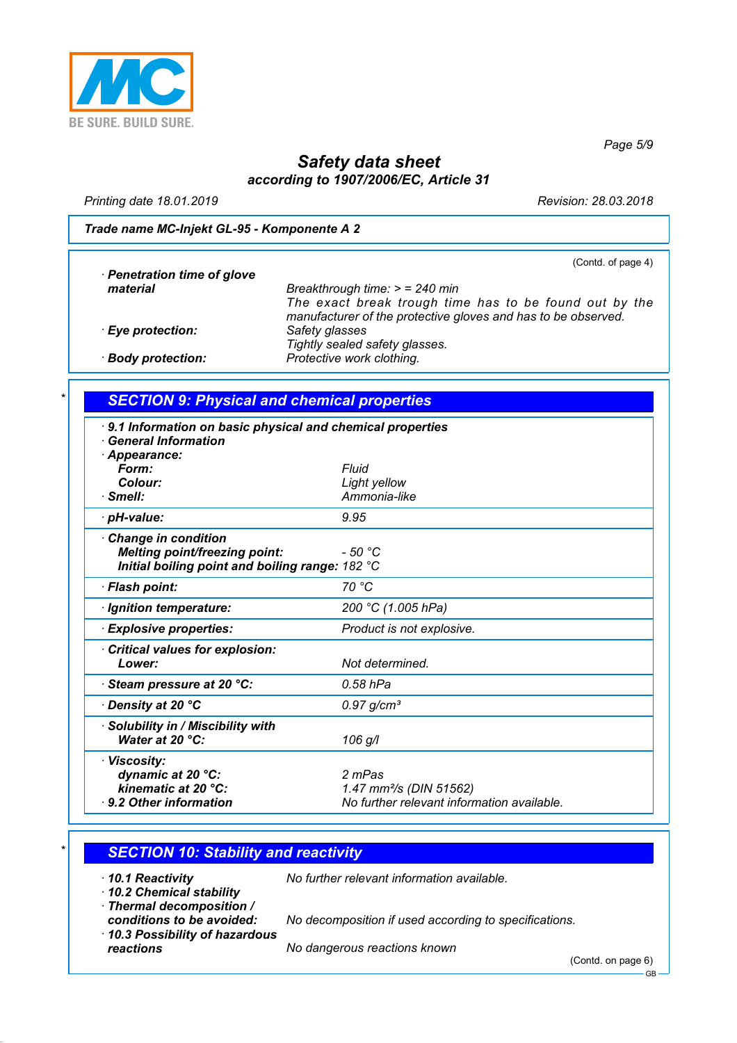**Trade name MC-Injekt GL-95 - Komponente A 2**

(Contd. of page 4)

· **Penetration time of glove material**
Breakthrough time: > = 240 min
The exact break trough time has to be found out by the manufacturer of the protective gloves and has to be observed.

· **Eye protection:** Safety glasses
Tightly sealed safety glasses.

· **Body protection:** Protective work clothing.

## SECTION 9: Physical and chemical properties

· **9.1 Information on basic physical and chemical properties**
· **General Information**
· **Appearance:**

| | |
|---|---|
| **Form:** | Fluid |
| **Colour:** | Light yellow |
| · **Smell:** | Ammonia-like |
| · **pH-value:** | 9.95 |
| · **Change in condition** | |
| **Melting point/freezing point:** | - 50 °C |
| **Initial boiling point and boiling range:** | 182 °C |
| · **Flash point:** | 70 °C |
| · **Ignition temperature:** | 200 °C (1.005 hPa) |
| · **Explosive properties:** | Product is not explosive. |
| · **Critical values for explosion:** | |
| **Lower:** | Not determined. |
| · **Steam pressure at 20 °C:** | 0.58 hPa |
| · **Density at 20 °C** | 0.97 g/cm³ |
| · **Solubility in / Miscibility with** | |
| **Water at 20 °C:** | 106 g/l |
| · **Viscosity:** | |
| **dynamic at 20 °C:** | 2 mPas |
| **kinematic at 20 °C:** | 1.47 mm²/s (DIN 51562) |
| · **9.2 Other information** | No further relevant information available. |

## SECTION 10: Stability and reactivity

· **10.1 Reactivity** No further relevant information available.

· **10.2 Chemical stability**

· **Thermal decomposition / conditions to be avoided:** No decomposition if used according to specifications.

· **10.3 Possibility of hazardous reactions** No dangerous reactions known

(Contd. on page 6)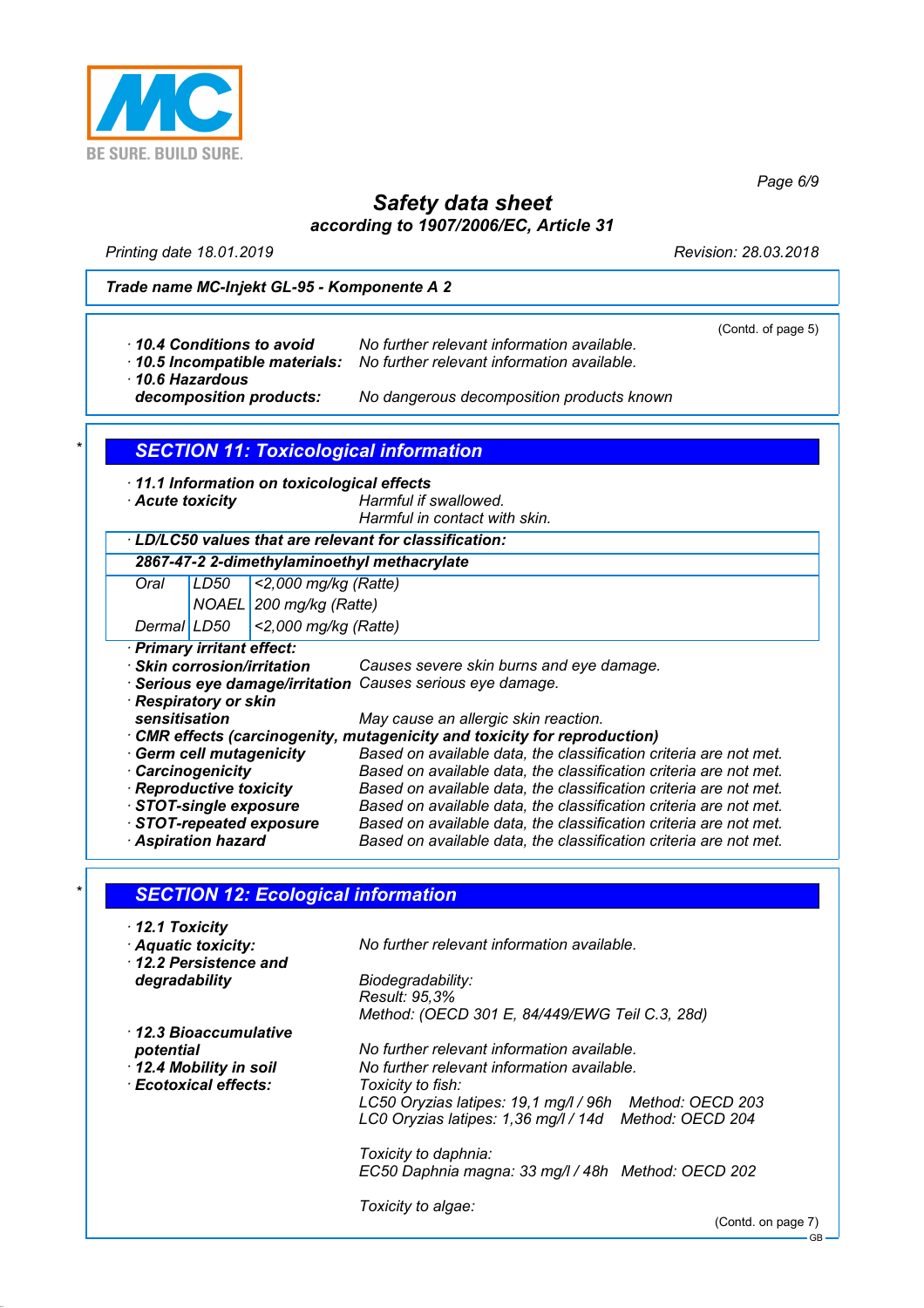**Trade name MC-Injekt GL-95 - Komponente A 2**

(Contd. of page 5)

- **10.4 Conditions to avoid** No further relevant information available.
- **10.5 Incompatible materials:** No further relevant information available.
- **10.6 Hazardous decomposition products:** No dangerous decomposition products known

## SECTION 11: Toxicological information

- **11.1 Information on toxicological effects**
- **Acute toxicity** Harmful if swallowed.
  Harmful in contact with skin.

**LD/LC50 values that are relevant for classification:**

| **2867-47-2 2-dimethylaminoethyl methacrylate** | | |
|---|---|---|
| Oral | LD50 | <2,000 mg/kg (Ratte) |
| | NOAEL | 200 mg/kg (Ratte) |
| Dermal | LD50 | <2,000 mg/kg (Ratte) |

- **Primary irritant effect:**
- **Skin corrosion/irritation** Causes severe skin burns and eye damage.
- **Serious eye damage/irritation** Causes serious eye damage.
- **Respiratory or skin sensitisation** May cause an allergic skin reaction.
- **CMR effects (carcinogenity, mutagenicity and toxicity for reproduction)**
- **Germ cell mutagenicity** Based on available data, the classification criteria are not met.
- **Carcinogenicity** Based on available data, the classification criteria are not met.
- **Reproductive toxicity** Based on available data, the classification criteria are not met.
- **STOT-single exposure** Based on available data, the classification criteria are not met.
- **STOT-repeated exposure** Based on available data, the classification criteria are not met.
- **Aspiration hazard** Based on available data, the classification criteria are not met.

## SECTION 12: Ecological information

- **12.1 Toxicity**
- **Aquatic toxicity:** No further relevant information available.
- **12.2 Persistence and degradability** Biodegradability:
  Result: 95,3%
  Method: (OECD 301 E, 84/449/EWG Teil C.3, 28d)
- **12.3 Bioaccumulative potential** No further relevant information available.
- **12.4 Mobility in soil** No further relevant information available.
- **Ecotoxical effects:** Toxicity to fish:
  LC50 Oryzias latipes: 19,1 mg/l / 96h Method: OECD 203
  LC0 Oryzias latipes: 1,36 mg/l / 14d Method: OECD 204

  Toxicity to daphnia:
  EC50 Daphnia magna: 33 mg/l / 48h Method: OECD 202

  Toxicity to algae:

(Contd. on page 7)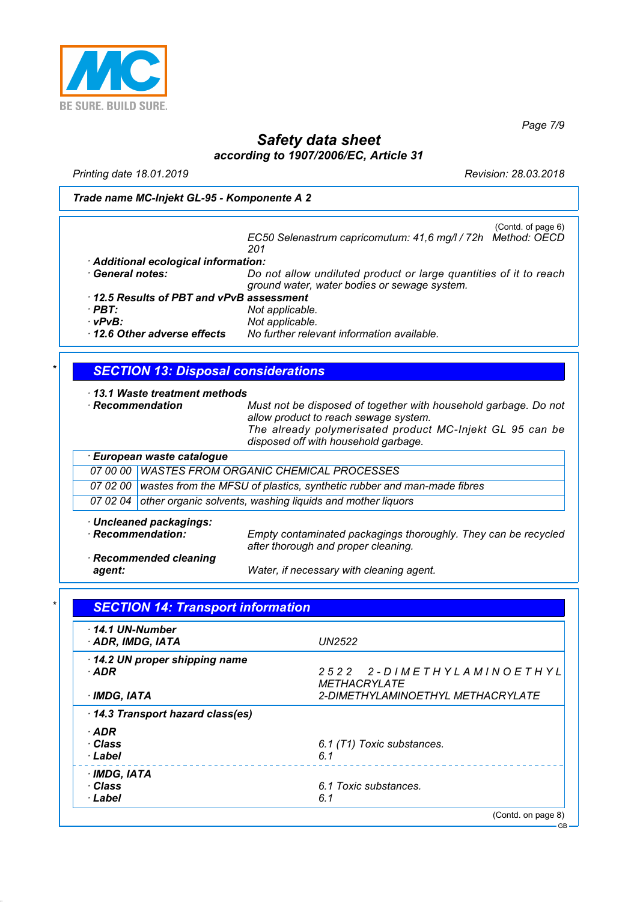(Contd. of page 6)

EC50 Selenastrum capricomutum: 41,6 mg/l / 72h Method: OECD 201

· **Additional ecological information:**

· **General notes:** Do not allow undiluted product or large quantities of it to reach ground water, water bodies or sewage system.

· **12.5 Results of PBT and vPvB assessment**

· **PBT:** Not applicable.

· **vPvB:** Not applicable.

· **12.6 Other adverse effects** No further relevant information available.

## SECTION 13: Disposal considerations

· **13.1 Waste treatment methods**

· **Recommendation** Must not be disposed of together with household garbage. Do not allow product to reach sewage system.
The already polymerisated product MC-Injekt GL 95 can be disposed off with household garbage.

| · European waste catalogue | |
|---|---|
| 07 00 00 | WASTES FROM ORGANIC CHEMICAL PROCESSES |
| 07 02 00 | wastes from the MFSU of plastics, synthetic rubber and man-made fibres |
| 07 02 04 | other organic solvents, washing liquids and mother liquors |

· **Uncleaned packagings:**

· **Recommendation:** Empty contaminated packagings thoroughly. They can be recycled after thorough and proper cleaning.

· **Recommended cleaning agent:** Water, if necessary with cleaning agent.

## SECTION 14: Transport information

· **14.1 UN-Number**

· **ADR, IMDG, IATA** UN2522

· **14.2 UN proper shipping name**

· **ADR** 2522 2-DIMETHYLAMINOETHYL METHACRYLATE

· **IMDG, IATA** 2-DIMETHYLAMINOETHYL METHACRYLATE

· **14.3 Transport hazard class(es)**

· **ADR**

· **Class** 6.1 (T1) Toxic substances.

· **Label** 6.1

· **IMDG, IATA**

· **Class** 6.1 Toxic substances.

· **Label** 6.1

(Contd. on page 8)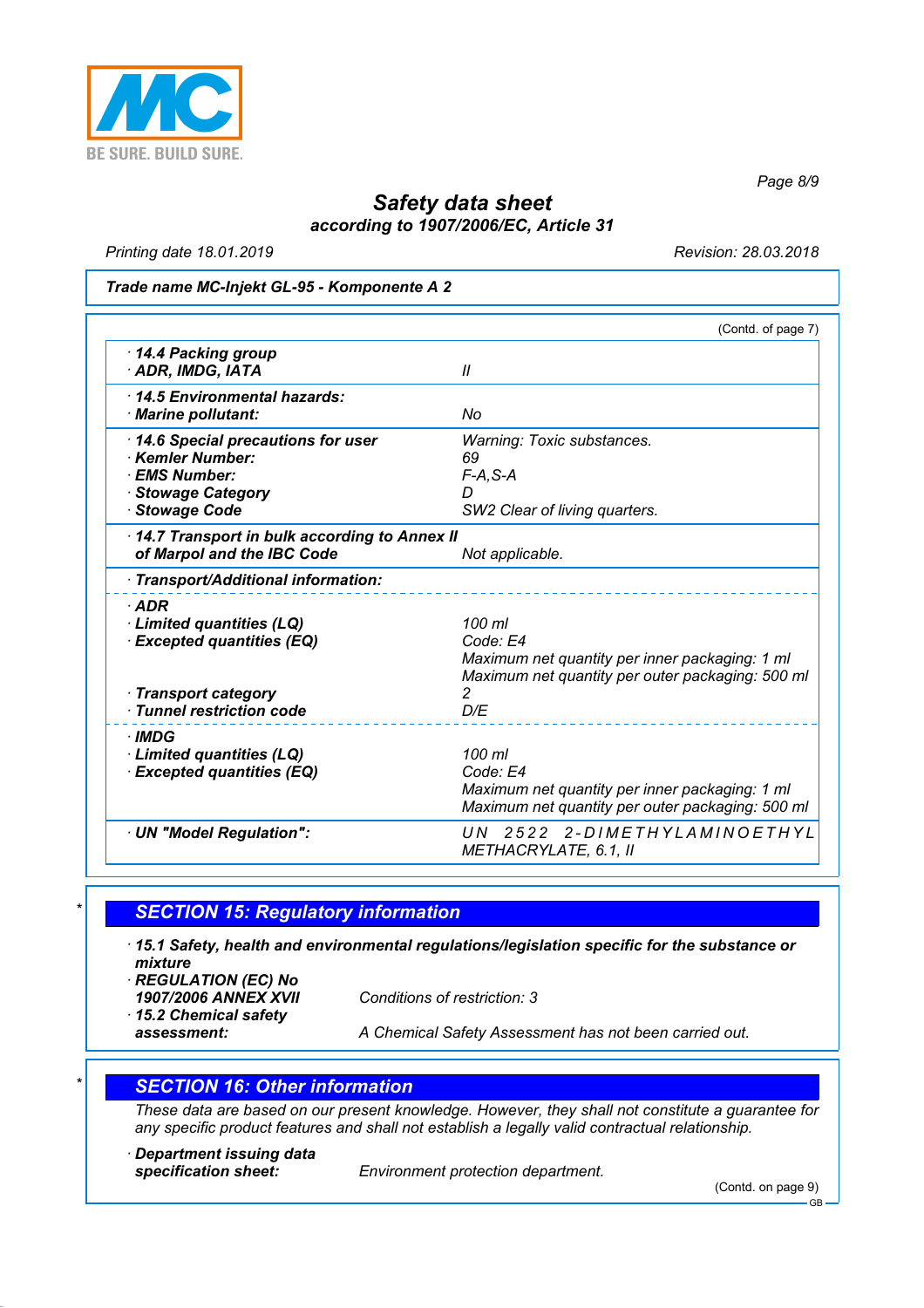**Trade name MC-Injekt GL-95 - Komponente A 2**

(Contd. of page 7)

| | |
|---|---|
| · **14.4 Packing group**<br>· **ADR, IMDG, IATA** | II |
| · **14.5 Environmental hazards:**<br>· **Marine pollutant:** | No |
| · **14.6 Special precautions for user** | Warning: Toxic substances. |
| · **Kemler Number:** | 69 |
| · **EMS Number:** | F-A,S-A |
| · **Stowage Category** | D |
| · **Stowage Code** | SW2 Clear of living quarters. |
| · **14.7 Transport in bulk according to Annex II of Marpol and the IBC Code** | Not applicable. |
| · **Transport/Additional information:** | |
| · **ADR** | |
| · **Limited quantities (LQ)** | 100 ml |
| · **Excepted quantities (EQ)** | Code: E4<br>Maximum net quantity per inner packaging: 1 ml<br>Maximum net quantity per outer packaging: 500 ml |
| · **Transport category** | 2 |
| · **Tunnel restriction code** | D/E |
| · **IMDG** | |
| · **Limited quantities (LQ)** | 100 ml |
| · **Excepted quantities (EQ)** | Code: E4<br>Maximum net quantity per inner packaging: 1 ml<br>Maximum net quantity per outer packaging: 500 ml |
| · **UN "Model Regulation":** | UN 2522 2-DIMETHYLAMINOETHYL METHACRYLATE, 6.1, II |

\*

## SECTION 15: Regulatory information

· **15.1 Safety, health and environmental regulations/legislation specific for the substance or mixture**

· **REGULATION (EC) No 1907/2006 ANNEX XVII** Conditions of restriction: 3

· **15.2 Chemical safety assessment:** A Chemical Safety Assessment has not been carried out.

\*

## SECTION 16: Other information

These data are based on our present knowledge. However, they shall not constitute a guarantee for any specific product features and shall not establish a legally valid contractual relationship.

· **Department issuing data specification sheet:** Environment protection department.

(Contd. on page 9)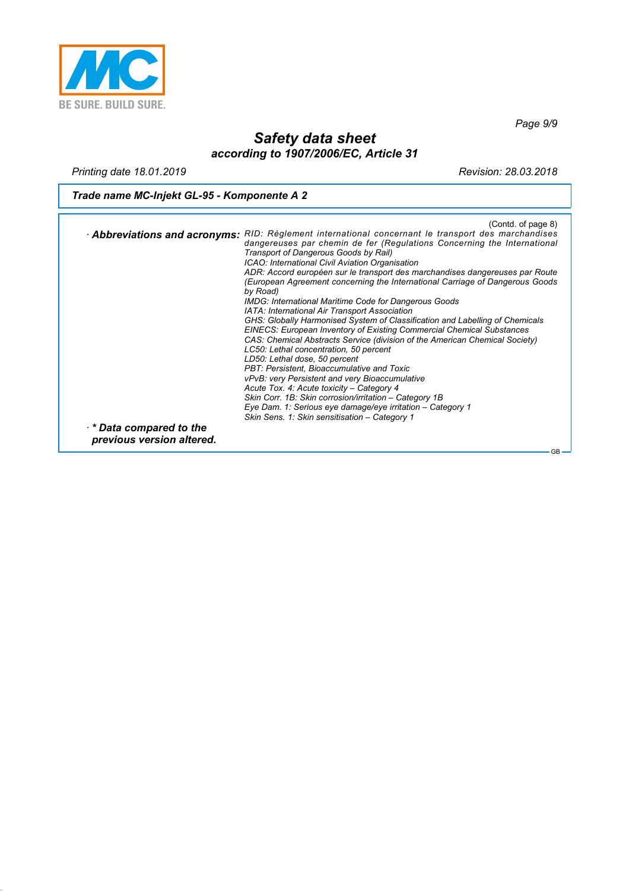(Contd. of page 8)

· **Abbreviations and acronyms:**
*RID: Règlement international concernant le transport des marchandises dangereuses par chemin de fer (Regulations Concerning the International Transport of Dangerous Goods by Rail)*
*ICAO: International Civil Aviation Organisation*
*ADR: Accord européen sur le transport des marchandises dangereuses par Route (European Agreement concerning the International Carriage of Dangerous Goods by Road)*
*IMDG: International Maritime Code for Dangerous Goods*
*IATA: International Air Transport Association*
*GHS: Globally Harmonised System of Classification and Labelling of Chemicals*
*EINECS: European Inventory of Existing Commercial Chemical Substances*
*CAS: Chemical Abstracts Service (division of the American Chemical Society)*
*LC50: Lethal concentration, 50 percent*
*LD50: Lethal dose, 50 percent*
*PBT: Persistent, Bioaccumulative and Toxic*
*vPvB: very Persistent and very Bioaccumulative*
*Acute Tox. 4: Acute toxicity – Category 4*
*Skin Corr. 1B: Skin corrosion/irritation – Category 1B*
*Eye Dam. 1: Serious eye damage/eye irritation – Category 1*
*Skin Sens. 1: Skin sensitisation – Category 1*

· ***\* Data compared to the previous version altered.***